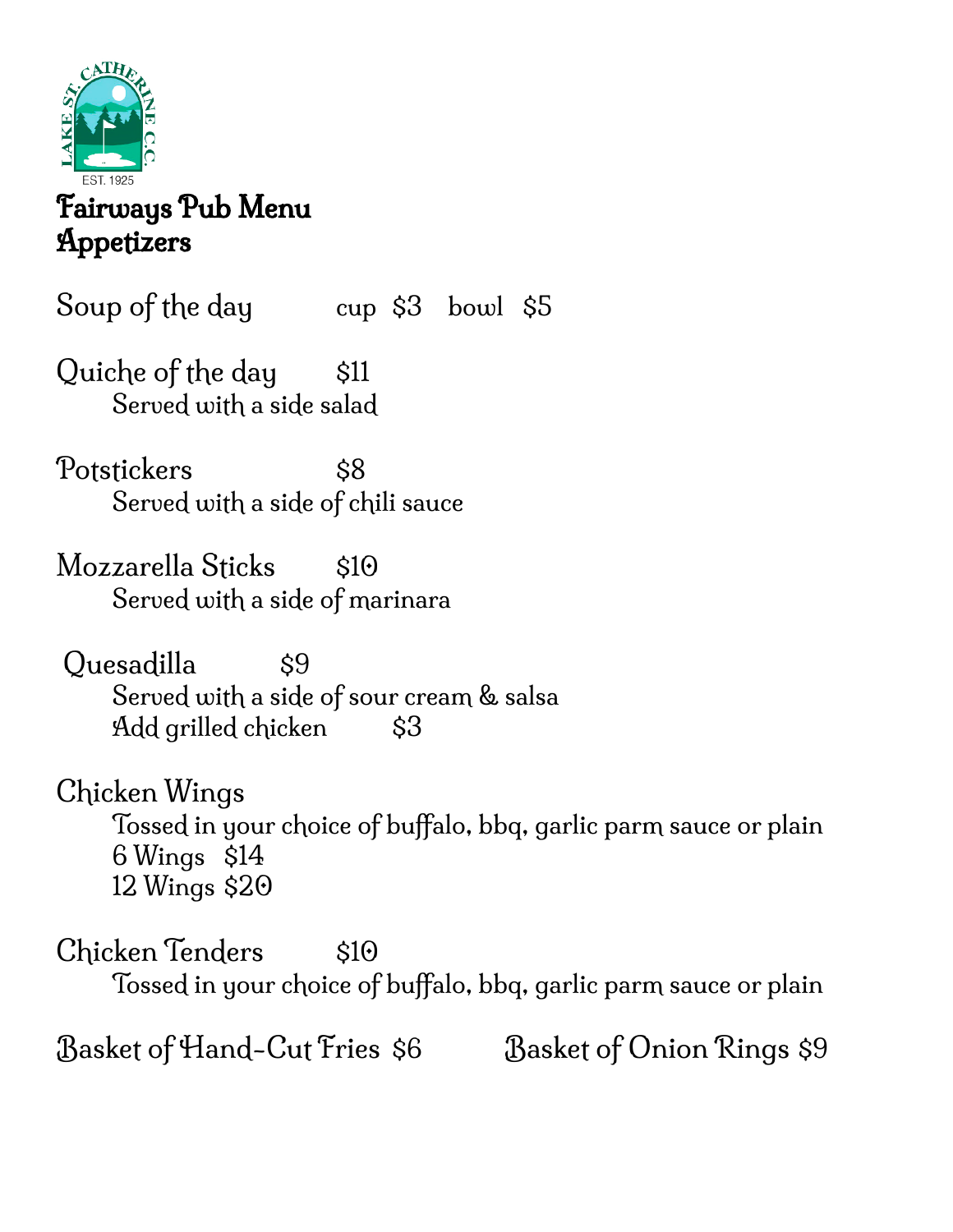LAKE ST. CATHERINE C.C.
EST. 1925

# Fairways Pub Menu
## Appetizers

Soup of the day — cup $3 bowl $5

Quiche of the day — $11
Served with a side salad

Potstickers — $8
Served with a side of chili sauce

Mozzarella Sticks — $10
Served with a side of marinara

Quesadilla — $9
Served with a side of sour cream & salsa
Add grilled chicken — $3

Chicken Wings
Tossed in your choice of buffalo, bbq, garlic parm sauce or plain
6 Wings $14
12 Wings $20

Chicken Tenders — $10
Tossed in your choice of buffalo, bbq, garlic parm sauce or plain

Basket of Hand-Cut Fries $6

Basket of Onion Rings $9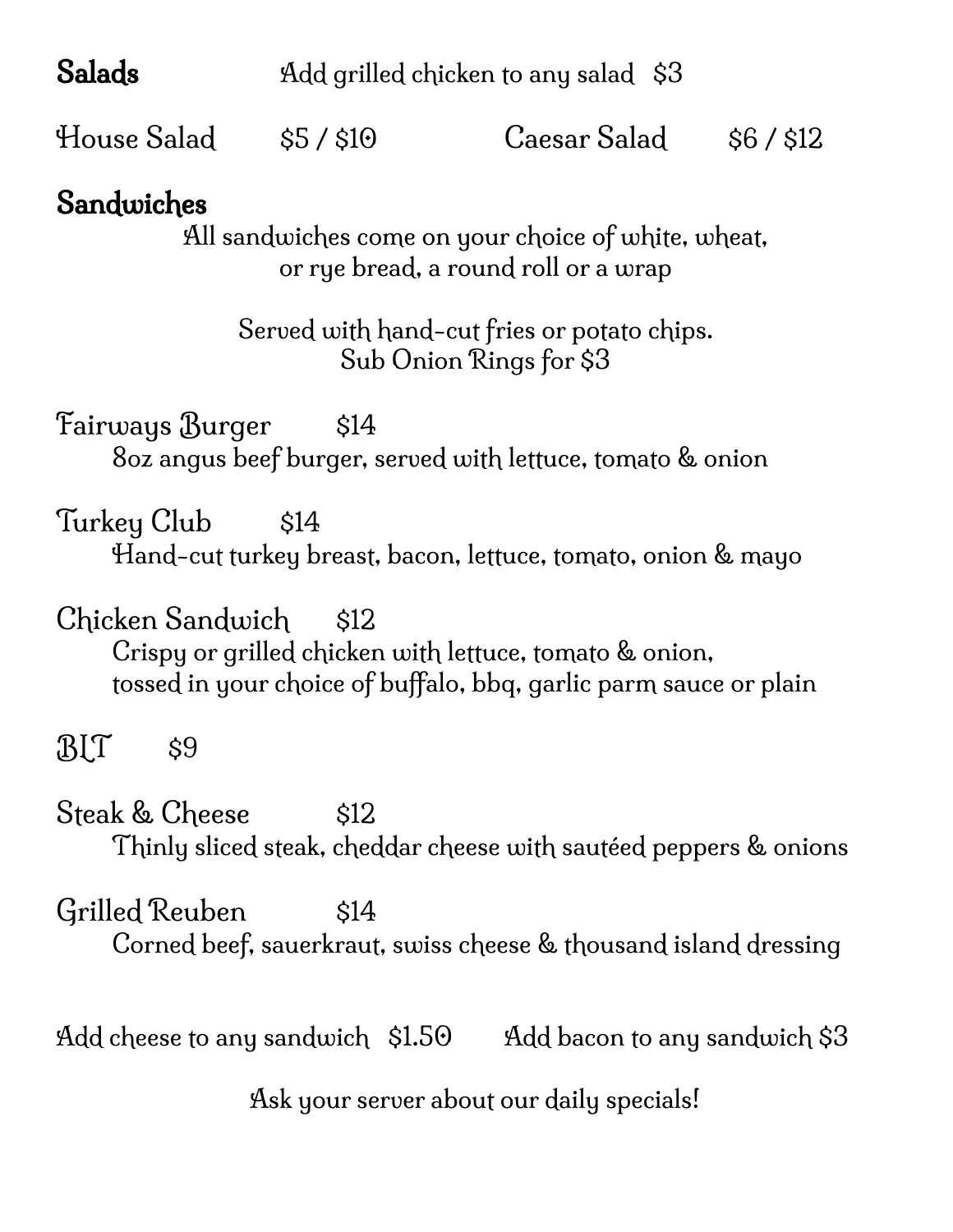## Salads

Add grilled chicken to any salad $3

House Salad $5 / $10

Caesar Salad $6 / $12

## Sandwiches

All sandwiches come on your choice of white, wheat, or rye bread, a round roll or a wrap

Served with hand-cut fries or potato chips.
Sub Onion Rings for $3

**Fairways Burger** $14
8oz angus beef burger, served with lettuce, tomato & onion

**Turkey Club** $14
Hand-cut turkey breast, bacon, lettuce, tomato, onion & mayo

**Chicken Sandwich** $12
Crispy or grilled chicken with lettuce, tomato & onion, tossed in your choice of buffalo, bbq, garlic parm sauce or plain

**BLT** $9

**Steak & Cheese** $12
Thinly sliced steak, cheddar cheese with sautéed peppers & onions

**Grilled Reuben** $14
Corned beef, sauerkraut, swiss cheese & thousand island dressing

Add cheese to any sandwich $1.50

Add bacon to any sandwich $3

Ask your server about our daily specials!